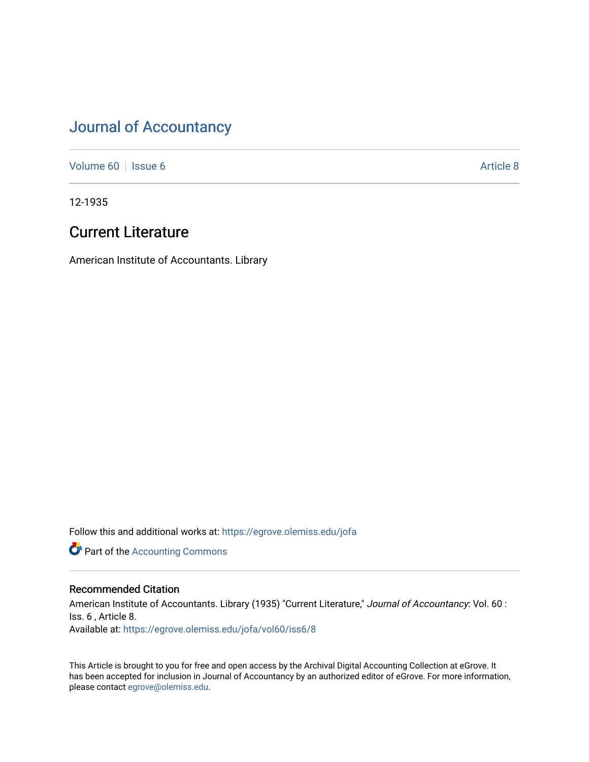# Journal of Accountancy

Volume 60 | Issue 6 | Article 8

12-1935

## Current Literature

American Institute of Accountants. Library

Follow this and additional works at: https://egrove.olemiss.edu/jofa

Part of the Accounting Commons

### Recommended Citation

American Institute of Accountants. Library (1935) "Current Literature," *Journal of Accountancy*: Vol. 60 : Iss. 6 , Article 8.
Available at: https://egrove.olemiss.edu/jofa/vol60/iss6/8

This Article is brought to you for free and open access by the Archival Digital Accounting Collection at eGrove. It has been accepted for inclusion in Journal of Accountancy by an authorized editor of eGrove. For more information, please contact egrove@olemiss.edu.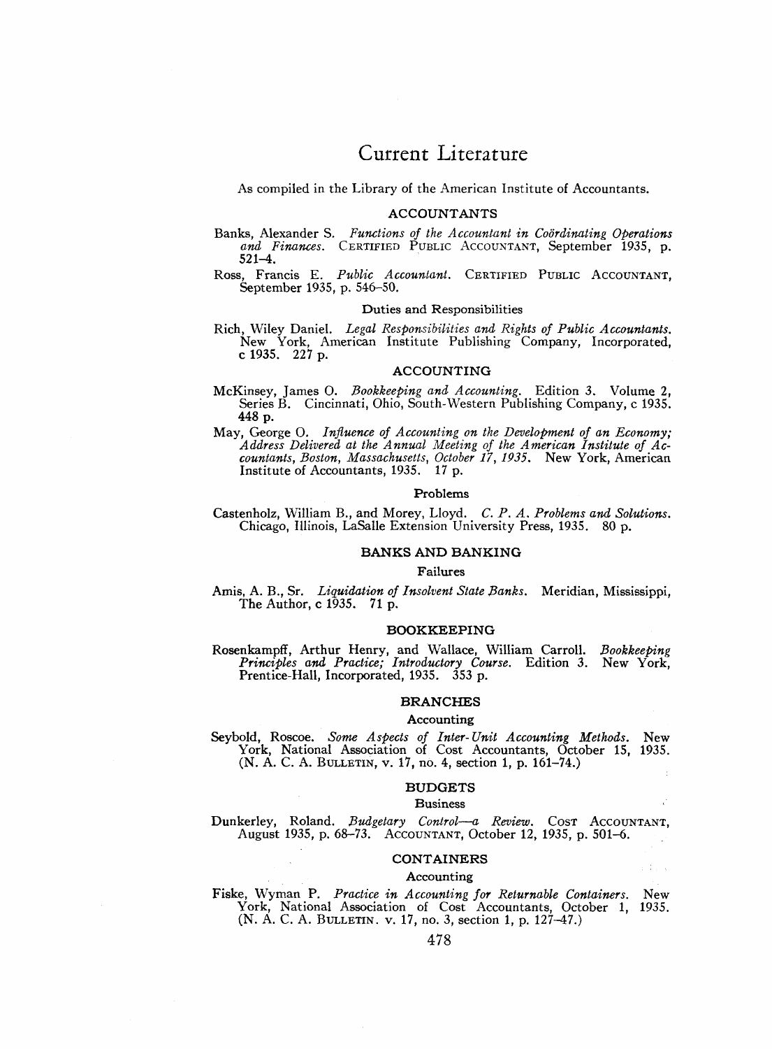# Current Literature

As compiled in the Library of the American Institute of Accountants.

## ACCOUNTANTS

Banks, Alexander S. *Functions of the Accountant in Coördinating Operations and Finances.* CERTIFIED PUBLIC ACCOUNTANT, September 1935, p. 521–4.

Ross, Francis E. *Public Accountant.* CERTIFIED PUBLIC ACCOUNTANT, September 1935, p. 546–50.

### Duties and Responsibilities

Rich, Wiley Daniel. *Legal Responsibilities and Rights of Public Accountants.* New York, American Institute Publishing Company, Incorporated, c 1935. 227 p.

## ACCOUNTING

McKinsey, James O. *Bookkeeping and Accounting.* Edition 3. Volume 2, Series B. Cincinnati, Ohio, South-Western Publishing Company, c 1935. 448 p.

May, George O. *Influence of Accounting on the Development of an Economy; Address Delivered at the Annual Meeting of the American Institute of Accountants, Boston, Massachusetts, October 17, 1935.* New York, American Institute of Accountants, 1935. 17 p.

### Problems

Castenholz, William B., and Morey, Lloyd. *C. P. A. Problems and Solutions.* Chicago, Illinois, LaSalle Extension University Press, 1935. 80 p.

## BANKS AND BANKING

### Failures

Amis, A. B., Sr. *Liquidation of Insolvent State Banks.* Meridian, Mississippi, The Author, c 1935. 71 p.

## BOOKKEEPING

Rosenkampff, Arthur Henry, and Wallace, William Carroll. *Bookkeeping Principles and Practice; Introductory Course.* Edition 3. New York, Prentice-Hall, Incorporated, 1935. 353 p.

## BRANCHES

### Accounting

Seybold, Roscoe. *Some Aspects of Inter-Unit Accounting Methods.* New York, National Association of Cost Accountants, October 15, 1935. (N. A. C. A. BULLETIN, v. 17, no. 4, section 1, p. 161–74.)

## BUDGETS

### Business

Dunkerley, Roland. *Budgetary Control—a Review.* COST ACCOUNTANT, August 1935, p. 68–73. ACCOUNTANT, October 12, 1935, p. 501–6.

## CONTAINERS

### Accounting

Fiske, Wyman P. *Practice in Accounting for Returnable Containers.* New York, National Association of Cost Accountants, October 1, 1935. (N. A. C. A. BULLETIN. v. 17, no. 3, section 1, p. 127–47.)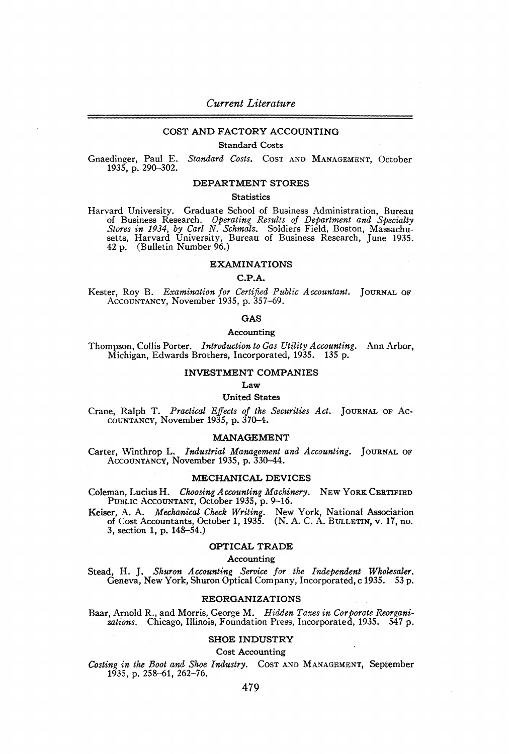## Current Literature

### COST AND FACTORY ACCOUNTING

#### Standard Costs

Gnaedinger, Paul E. *Standard Costs.* COST AND MANAGEMENT, October 1935, p. 290–302.

### DEPARTMENT STORES

#### Statistics

Harvard University. Graduate School of Business Administration, Bureau of Business Research. *Operating Results of Department and Specialty Stores in 1934, by Carl N. Schmalz.* Soldiers Field, Boston, Massachusetts, Harvard University, Bureau of Business Research, June 1935. 42 p. (Bulletin Number 96.)

### EXAMINATIONS

#### C.P.A.

Kester, Roy B. *Examination for Certified Public Accountant.* JOURNAL OF ACCOUNTANCY, November 1935, p. 357–69.

### GAS

#### Accounting

Thompson, Collis Porter. *Introduction to Gas Utility Accounting.* Ann Arbor, Michigan, Edwards Brothers, Incorporated, 1935. 135 p.

### INVESTMENT COMPANIES

#### Law

#### United States

Crane, Ralph T. *Practical Effects of the Securities Act.* JOURNAL OF ACCOUNTANCY, November 1935, p. 370–4.

### MANAGEMENT

Carter, Winthrop L. *Industrial Management and Accounting.* JOURNAL OF ACCOUNTANCY, November 1935, p. 330–44.

### MECHANICAL DEVICES

Coleman, Lucius H. *Choosing Accounting Machinery.* NEW YORK CERTIFIED PUBLIC ACCOUNTANT, October 1935, p. 9–16.

Keiser, A. A. *Mechanical Check Writing.* New York, National Association of Cost Accountants, October 1, 1935. (N. A. C. A. BULLETIN, v. 17, no. 3, section 1, p. 148–54.)

### OPTICAL TRADE

#### Accounting

Stead, H. J. *Shuron Accounting Service for the Independent Wholesaler.* Geneva, New York, Shuron Optical Company, Incorporated, c 1935. 53 p.

### REORGANIZATIONS

Baar, Arnold R., and Morris, George M. *Hidden Taxes in Corporate Reorganizations.* Chicago, Illinois, Foundation Press, Incorporated, 1935. 547 p.

### SHOE INDUSTRY

#### Cost Accounting

*Costing in the Boot and Shoe Industry.* COST AND MANAGEMENT, September 1935, p. 258–61, 262–76.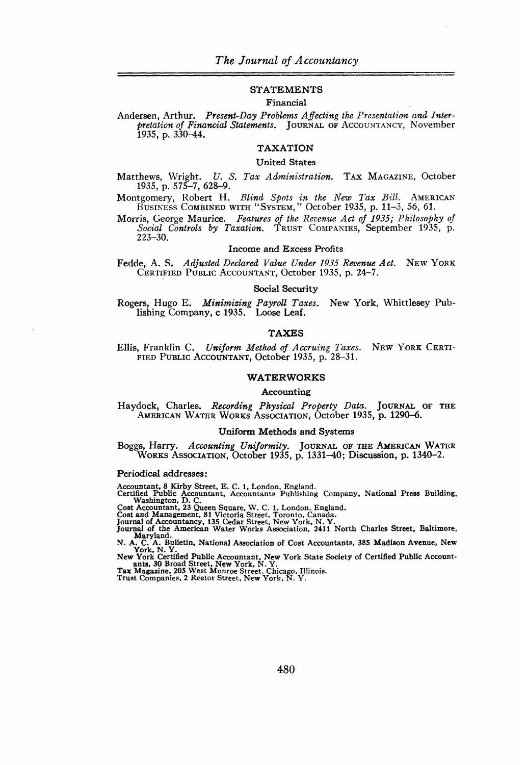## STATEMENTS

### Financial

Andersen, Arthur. *Present-Day Problems Affecting the Presentation and Interpretation of Financial Statements.* JOURNAL OF ACCOUNTANCY, November 1935, p. 330–44.

## TAXATION

### United States

Matthews, Wright. *U. S. Tax Administration.* TAX MAGAZINE, October 1935, p. 575–7, 628–9.

Montgomery, Robert H. *Blind Spots in the New Tax Bill.* AMERICAN BUSINESS COMBINED WITH "SYSTEM," October 1935, p. 11–3, 56, 61.

Morris, George Maurice. *Features of the Revenue Act of 1935; Philosophy of Social Controls by Taxation.* TRUST COMPANIES, September 1935, p. 223–30.

### Income and Excess Profits

Fedde, A. S. *Adjusted Declared Value Under 1935 Revenue Act.* NEW YORK CERTIFIED PUBLIC ACCOUNTANT, October 1935, p. 24–7.

### Social Security

Rogers, Hugo E. *Minimizing Payroll Taxes.* New York, Whittlesey Publishing Company, c 1935. Loose Leaf.

## TAXES

Ellis, Franklin C. *Uniform Method of Accruing Taxes.* NEW YORK CERTIFIED PUBLIC ACCOUNTANT, October 1935, p. 28–31.

## WATERWORKS

### Accounting

Haydock, Charles. *Recording Physical Property Data.* JOURNAL OF THE AMERICAN WATER WORKS ASSOCIATION, October 1935, p. 1290–6.

### Uniform Methods and Systems

Boggs, Harry. *Accounting Uniformity.* JOURNAL OF THE AMERICAN WATER WORKS ASSOCIATION, October 1935, p. 1331–40; Discussion, p. 1340–2.

**Periodical addresses:**

Accountant, 8 Kirby Street, E. C. 1, London, England.
Certified Public Accountant, Accountants Publishing Company, National Press Building, Washington, D. C.
Cost Accountant, 23 Queen Square, W. C. 1, London, England.
Cost and Management, 81 Victoria Street, Toronto, Canada.
Journal of Accountancy, 135 Cedar Street, New York, N. Y.
Journal of the American Water Works Association, 2411 North Charles Street, Baltimore, Maryland.
N. A. C. A. Bulletin, National Association of Cost Accountants, 385 Madison Avenue, New York, N. Y.
New York Certified Public Accountant, New York State Society of Certified Public Accountants, 30 Broad Street, New York, N. Y.
Tax Magazine, 205 West Monroe Street, Chicago, Illinois.
Trust Companies, 2 Rector Street, New York, N. Y.